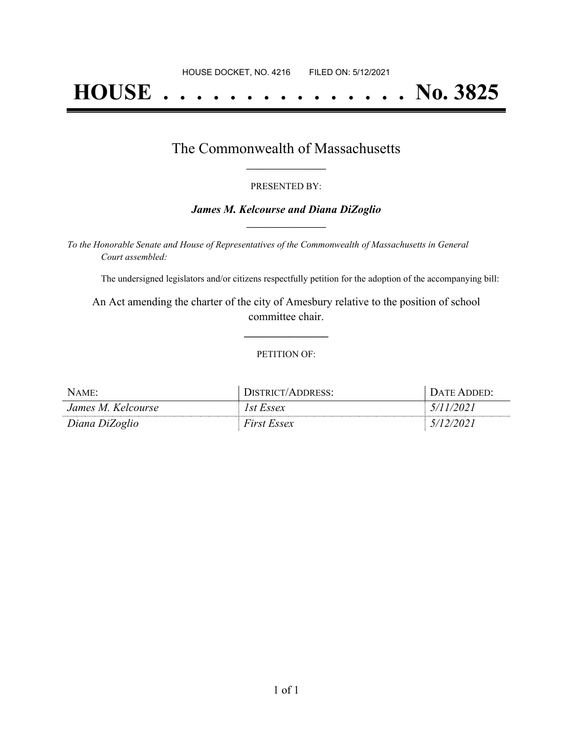HOUSE DOCKET, NO. 4216        FILED ON: 5/12/2021

# HOUSE . . . . . . . . . . . . . . . No. 3825

## The Commonwealth of Massachusetts

PRESENTED BY:

***James M. Kelcourse and Diana DiZoglio***

*To the Honorable Senate and House of Representatives of the Commonwealth of Massachusetts in General Court assembled:*

The undersigned legislators and/or citizens respectfully petition for the adoption of the accompanying bill:

An Act amending the charter of the city of Amesbury relative to the position of school committee chair.

PETITION OF:

| NAME: | DISTRICT/ADDRESS: | DATE ADDED: |
|---|---|---|
| *James M. Kelcourse* | *1st Essex* | *5/11/2021* |
| *Diana DiZoglio* | *First Essex* | *5/12/2021* |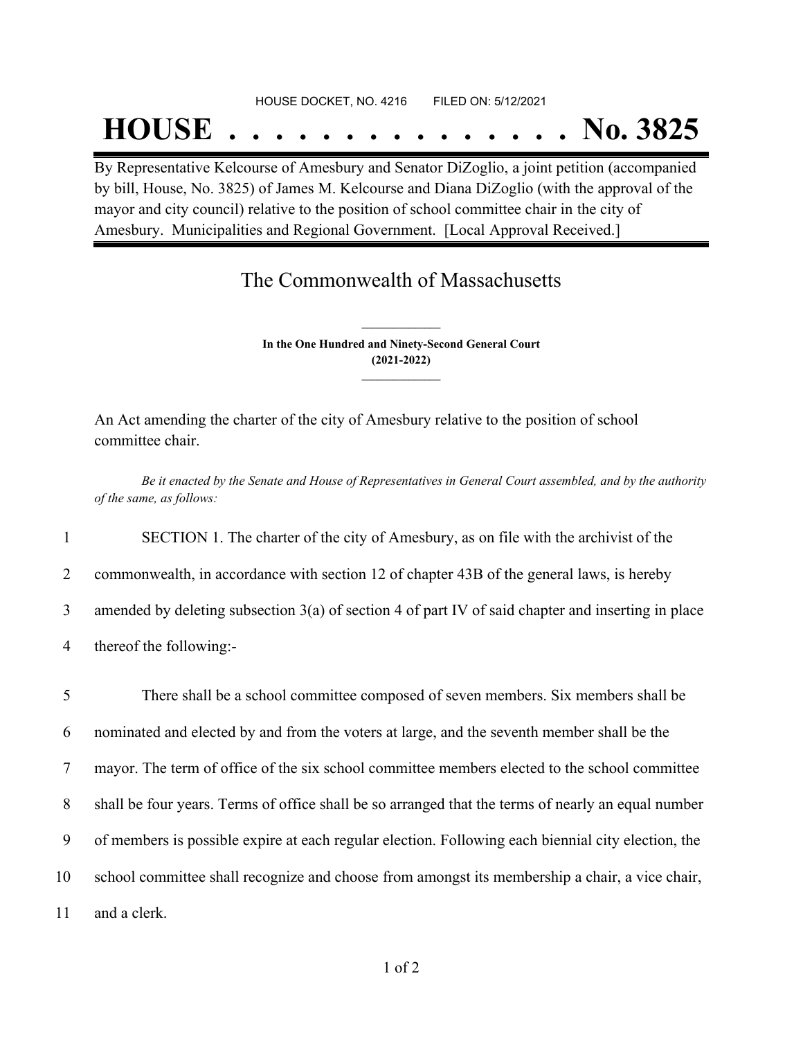HOUSE DOCKET, NO. 4216        FILED ON: 5/12/2021

# HOUSE . . . . . . . . . . . . . . . No. 3825

By Representative Kelcourse of Amesbury and Senator DiZoglio, a joint petition (accompanied by bill, House, No. 3825) of James M. Kelcourse and Diana DiZoglio (with the approval of the mayor and city council) relative to the position of school committee chair in the city of Amesbury. Municipalities and Regional Government. [Local Approval Received.]

## The Commonwealth of Massachusetts

**In the One Hundred and Ninety-Second General Court**
**(2021-2022)**

An Act amending the charter of the city of Amesbury relative to the position of school committee chair.

*Be it enacted by the Senate and House of Representatives in General Court assembled, and by the authority of the same, as follows:*

1 SECTION 1. The charter of the city of Amesbury, as on file with the archivist of the
2 commonwealth, in accordance with section 12 of chapter 43B of the general laws, is hereby
3 amended by deleting subsection 3(a) of section 4 of part IV of said chapter and inserting in place
4 thereof the following:-

5 There shall be a school committee composed of seven members. Six members shall be
6 nominated and elected by and from the voters at large, and the seventh member shall be the
7 mayor. The term of office of the six school committee members elected to the school committee
8 shall be four years. Terms of office shall be so arranged that the terms of nearly an equal number
9 of members is possible expire at each regular election. Following each biennial city election, the
10 school committee shall recognize and choose from amongst its membership a chair, a vice chair,
11 and a clerk.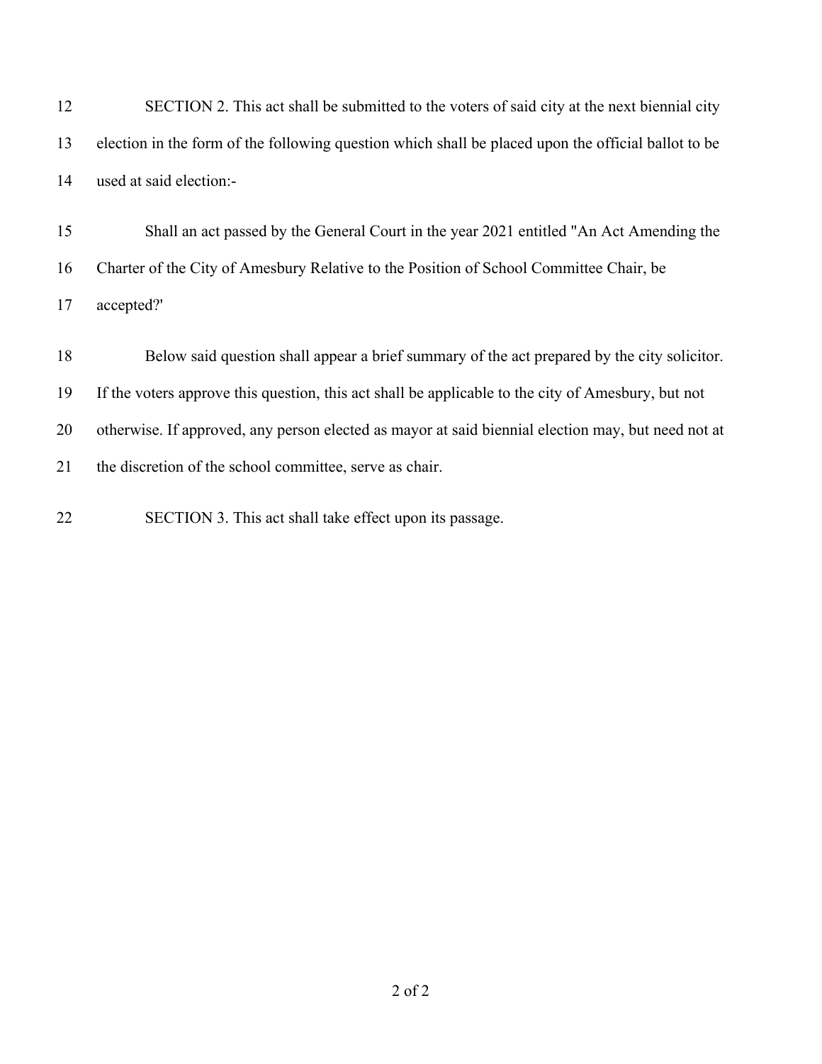SECTION 2. This act shall be submitted to the voters of said city at the next biennial city election in the form of the following question which shall be placed upon the official ballot to be used at said election:-

Shall an act passed by the General Court in the year 2021 entitled "An Act Amending the Charter of the City of Amesbury Relative to the Position of School Committee Chair, be accepted?'

Below said question shall appear a brief summary of the act prepared by the city solicitor. If the voters approve this question, this act shall be applicable to the city of Amesbury, but not otherwise. If approved, any person elected as mayor at said biennial election may, but need not at the discretion of the school committee, serve as chair.

SECTION 3. This act shall take effect upon its passage.